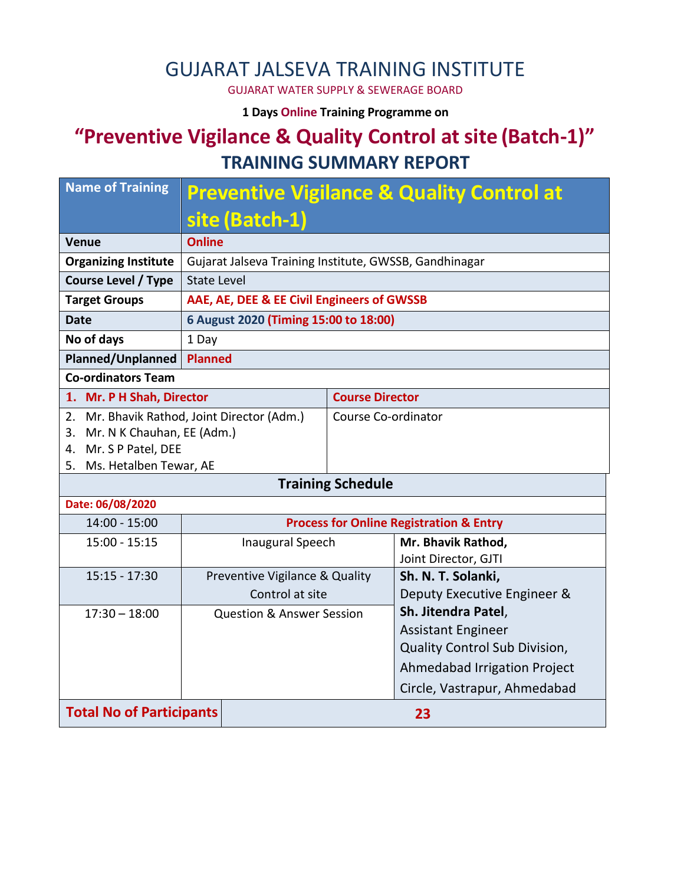# GUJARAT JALSEVA TRAINING INSTITUTE

GUJARAT WATER SUPPLY & SEWERAGE BOARD

**1 Days Online Training Programme on**

## "Preventive Vigilance & Quality Control at site (Batch-1)"

## TRAINING SUMMARY REPORT

| Name of Training | Preventive Vigilance & Quality Control at site (Batch-1) |
|---|---|
| **Venue** | **Online** |
| **Organizing Institute** | Gujarat Jalseva Training Institute, GWSSB, Gandhinagar |
| **Course Level / Type** | State Level |
| **Target Groups** | **AAE, AE, DEE & EE Civil Engineers of GWSSB** |
| **Date** | **6 August 2020 (Timing 15:00 to 18:00)** |
| **No of days** | 1 Day |
| **Planned/Unplanned** | **Planned** |

**Co-ordinators Team**

| Name | Role |
|---|---|
| **1. Mr. P H Shah, Director** | **Course Director** |
| 2. Mr. Bhavik Rathod, Joint Director (Adm.)<br>3. Mr. N K Chauhan, EE (Adm.)<br>4. Mr. S P Patel, DEE<br>5. Ms. Hetalben Tewar, AE | Course Co-ordinator |

**Training Schedule**

**Date: 06/08/2020**

| Time | Session | Speaker |
|---|---|---|
| 14:00 - 15:00 | **Process for Online Registration & Entry** | |
| 15:00 - 15:15 | Inaugural Speech | **Mr. Bhavik Rathod,**<br>Joint Director, GJTI |
| 15:15 - 17:30 | Preventive Vigilance & Quality Control at site | **Sh. N. T. Solanki,**<br>Deputy Executive Engineer &<br>**Sh. Jitendra Patel**,<br>Assistant Engineer<br>Quality Control Sub Division,<br>Ahmedabad Irrigation Project<br>Circle, Vastrapur, Ahmedabad |
| 17:30 – 18:00 | Question & Answer Session | |

| **Total No of Participants** | **23** |
|---|---|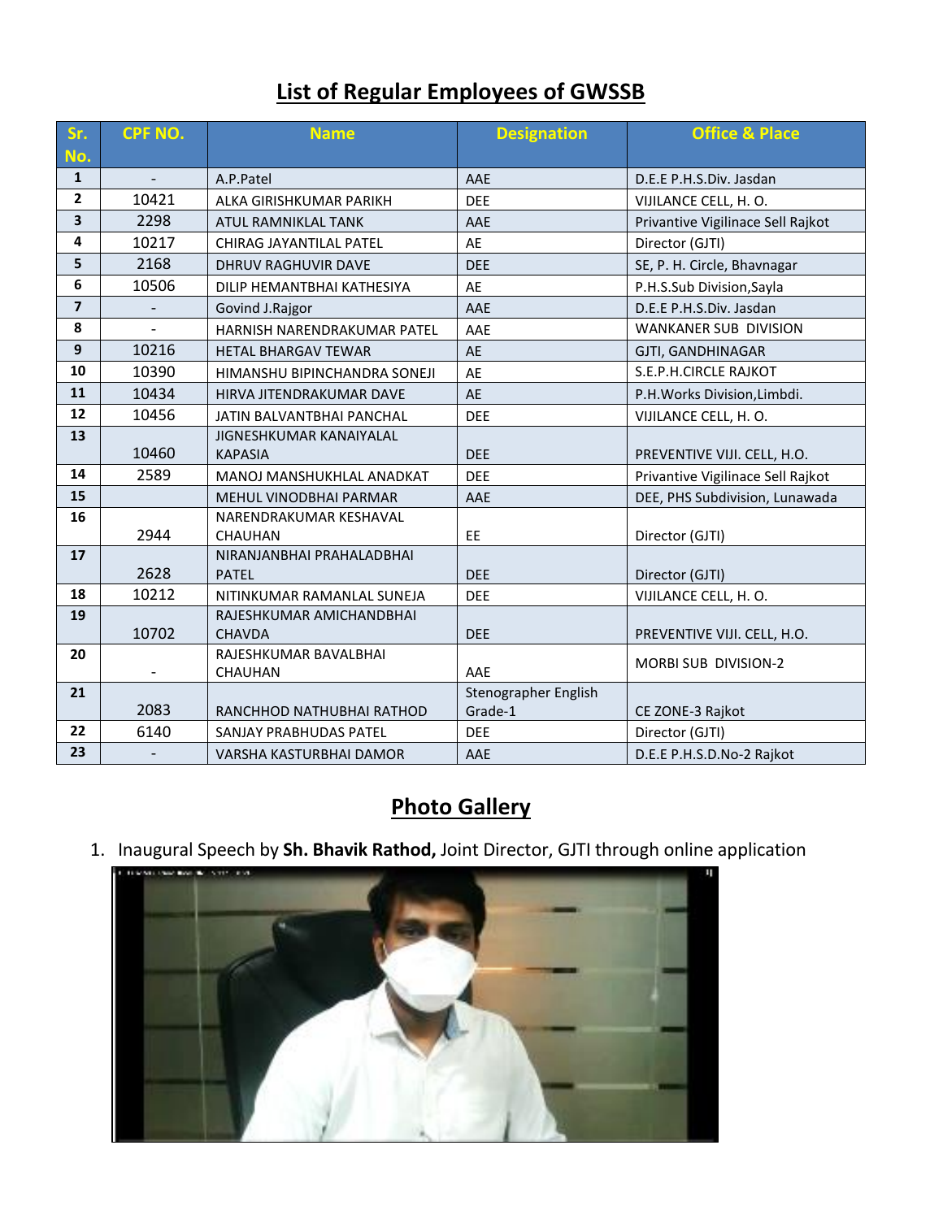# List of Regular Employees of GWSSB

| Sr. No. | CPF NO. | Name | Designation | Office & Place |
|---|---|---|---|---|
| 1 | - | A.P.Patel | AAE | D.E.E P.H.S.Div. Jasdan |
| 2 | 10421 | ALKA GIRISHKUMAR PARIKH | DEE | VIJILANCE CELL, H. O. |
| 3 | 2298 | ATUL RAMNIKLAL TANK | AAE | Privantive Vigilinace Sell Rajkot |
| 4 | 10217 | CHIRAG JAYANTILAL PATEL | AE | Director (GJTI) |
| 5 | 2168 | DHRUV RAGHUVIR DAVE | DEE | SE, P. H. Circle, Bhavnagar |
| 6 | 10506 | DILIP HEMANTBHAI KATHESIYA | AE | P.H.S.Sub Division,Sayla |
| 7 | - | Govind J.Rajgor | AAE | D.E.E P.H.S.Div. Jasdan |
| 8 | - | HARNISH NARENDRAKUMAR PATEL | AAE | WANKANER SUB DIVISION |
| 9 | 10216 | HETAL BHARGAV TEWAR | AE | GJTI, GANDHINAGAR |
| 10 | 10390 | HIMANSHU BIPINCHANDRA SONEJI | AE | S.E.P.H.CIRCLE RAJKOT |
| 11 | 10434 | HIRVA JITENDRAKUMAR DAVE | AE | P.H.Works Division,Limbdi. |
| 12 | 10456 | JATIN BALVANTBHAI PANCHAL | DEE | VIJILANCE CELL, H. O. |
| 13 | 10460 | JIGNESHKUMAR KANAIYALAL KAPASIA | DEE | PREVENTIVE VIJI. CELL, H.O. |
| 14 | 2589 | MANOJ MANSHUKHLAL ANADKAT | DEE | Privantive Vigilinace Sell Rajkot |
| 15 | | MEHUL VINODBHAI PARMAR | AAE | DEE, PHS Subdivision, Lunawada |
| 16 | 2944 | NARENDRAKUMAR KESHAVAL CHAUHAN | EE | Director (GJTI) |
| 17 | 2628 | NIRANJANBHAI PRAHALADBHAI PATEL | DEE | Director (GJTI) |
| 18 | 10212 | NITINKUMAR RAMANLAL SUNEJA | DEE | VIJILANCE CELL, H. O. |
| 19 | 10702 | RAJESHKUMAR AMICHANDBHAI CHAVDA | DEE | PREVENTIVE VIJI. CELL, H.O. |
| 20 | - | RAJESHKUMAR BAVALBHAI CHAUHAN | AAE | MORBI SUB DIVISION-2 |
| 21 | 2083 | RANCHHOD NATHUBHAI RATHOD | Stenographer English Grade-1 | CE ZONE-3 Rajkot |
| 22 | 6140 | SANJAY PRABHUDAS PATEL | DEE | Director (GJTI) |
| 23 | - | VARSHA KASTURBHAI DAMOR | AAE | D.E.E P.H.S.D.No-2 Rajkot |

# Photo Gallery

1. Inaugural Speech by **Sh. Bhavik Rathod,** Joint Director, GJTI through online application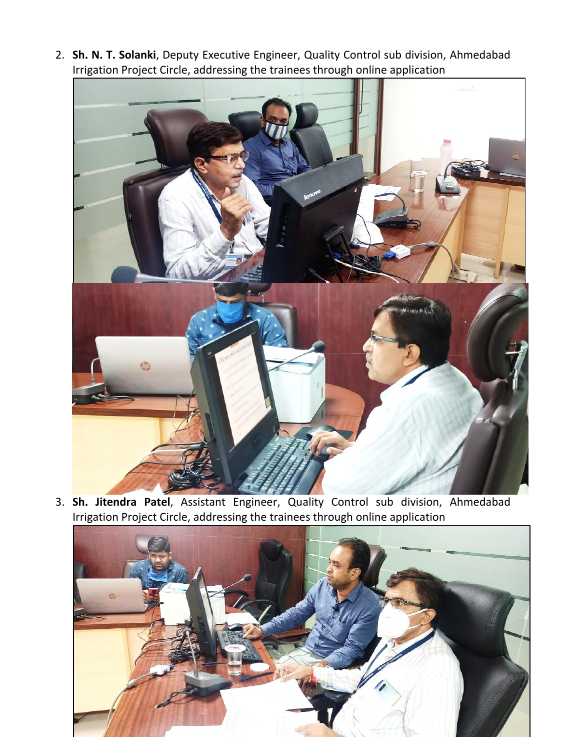2. **Sh. N. T. Solanki**, Deputy Executive Engineer, Quality Control sub division, Ahmedabad Irrigation Project Circle, addressing the trainees through online application

3. **Sh. Jitendra Patel**, Assistant Engineer, Quality Control sub division, Ahmedabad Irrigation Project Circle, addressing the trainees through online application